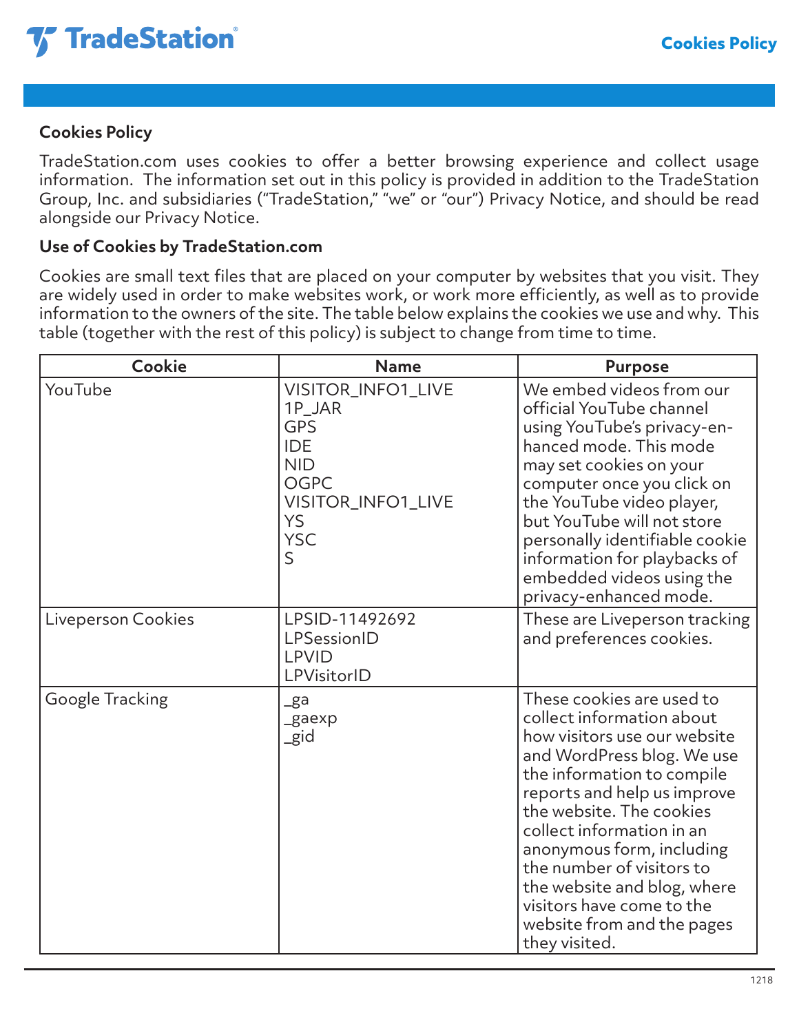## Cookies Policy

TradeStation.com uses cookies to offer a better browsing experience and collect usage information. The information set out in this policy is provided in addition to the TradeStation Group, Inc. and subsidiaries ("TradeStation," "we" or "our") Privacy Notice, and should be read alongside our Privacy Notice.

### Use of Cookies by TradeStation.com

Cookies are small text files that are placed on your computer by websites that you visit. They are widely used in order to make websites work, or work more efficiently, as well as to provide information to the owners of the site. The table below explains the cookies we use and why. This table (together with the rest of this policy) is subject to change from time to time.

| Cookie | Name | Purpose |
|---|---|---|
| YouTube | VISITOR_INFO1_LIVE<br>1P_JAR<br>GPS<br>IDE<br>NID<br>OGPC<br>VISITOR_INFO1_LIVE<br>YS<br>YSC<br>S | We embed videos from our official YouTube channel using YouTube's privacy-enhanced mode. This mode may set cookies on your computer once you click on the YouTube video player, but YouTube will not store personally identifiable cookie information for playbacks of embedded videos using the privacy-enhanced mode. |
| Liveperson Cookies | LPSID-11492692<br>LPSessionID<br>LPVID<br>LPVisitorID | These are Liveperson tracking and preferences cookies. |
| Google Tracking | _ga<br>_gaexp<br>_gid | These cookies are used to collect information about how visitors use our website and WordPress blog. We use the information to compile reports and help us improve the website. The cookies collect information in an anonymous form, including the number of visitors to the website and blog, where visitors have come to the website from and the pages they visited. |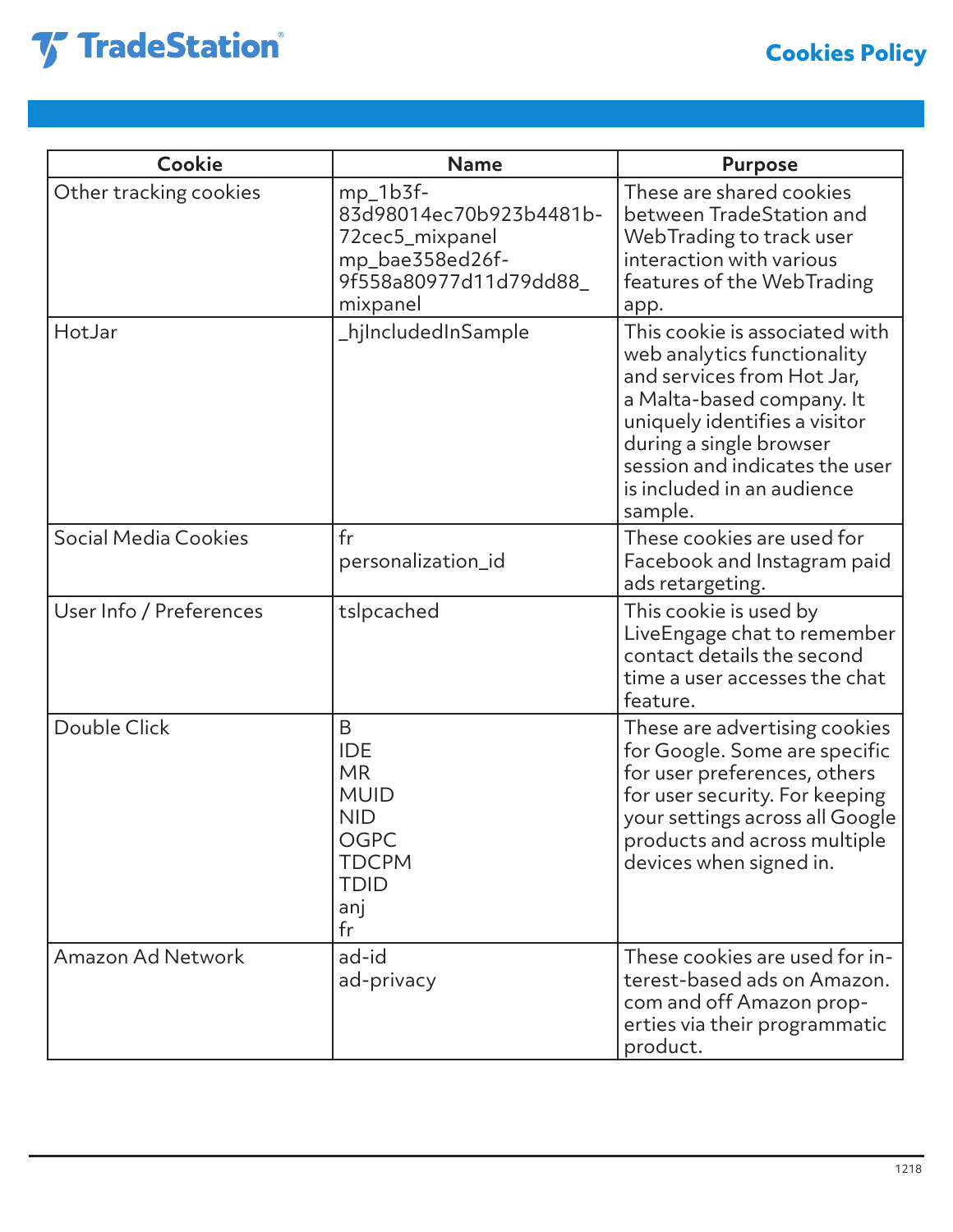| Cookie | Name | Purpose |
| --- | --- | --- |
| Other tracking cookies | mp_1b3f-83d98014ec70b923b4481b-72cec5_mixpanel<br>mp_bae358ed26f-9f558a80977d11d79dd88_mixpanel | These are shared cookies between TradeStation and WebTrading to track user interaction with various features of the WebTrading app. |
| HotJar | _hjIncludedInSample | This cookie is associated with web analytics functionality and services from Hot Jar, a Malta-based company. It uniquely identifies a visitor during a single browser session and indicates the user is included in an audience sample. |
| Social Media Cookies | fr<br>personalization_id | These cookies are used for Facebook and Instagram paid ads retargeting. |
| User Info / Preferences | tslpcached | This cookie is used by LiveEngage chat to remember contact details the second time a user accesses the chat feature. |
| Double Click | B<br>IDE<br>MR<br>MUID<br>NID<br>OGPC<br>TDCPM<br>TDID<br>anj<br>fr | These are advertising cookies for Google. Some are specific for user preferences, others for user security. For keeping your settings across all Google products and across multiple devices when signed in. |
| Amazon Ad Network | ad-id<br>ad-privacy | These cookies are used for interest-based ads on Amazon.com and off Amazon properties via their programmatic product. |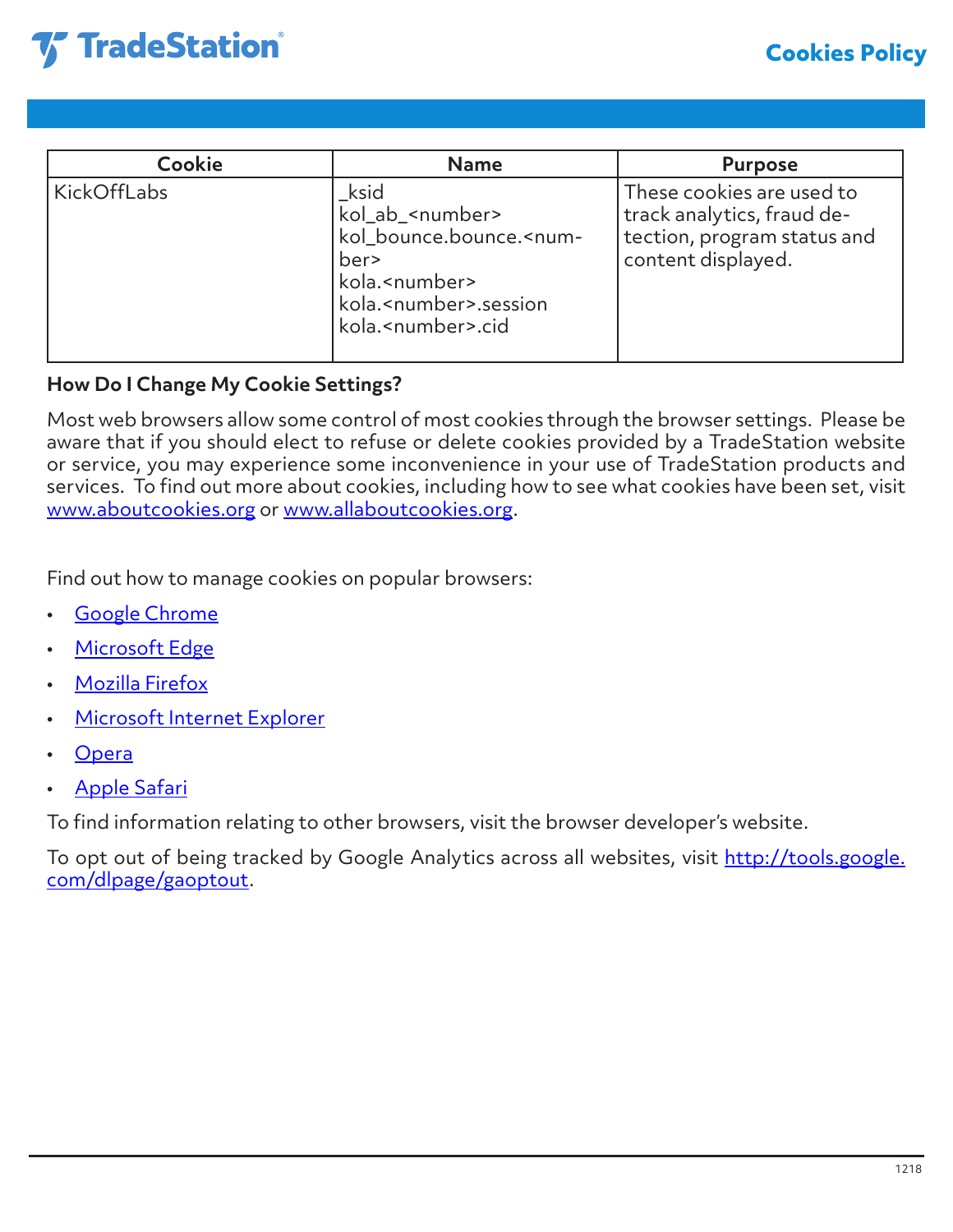| Cookie | Name | Purpose |
| --- | --- | --- |
| KickOffLabs | _ksid<br>kol_ab_<number><br>kol_bounce.bounce.<number><br>kola.<number><br>kola.<number>.session<br>kola.<number>.cid | These cookies are used to track analytics, fraud detection, program status and content displayed. |

**How Do I Change My Cookie Settings?**

Most web browsers allow some control of most cookies through the browser settings. Please be aware that if you should elect to refuse or delete cookies provided by a TradeStation website or service, you may experience some inconvenience in your use of TradeStation products and services. To find out more about cookies, including how to see what cookies have been set, visit www.aboutcookies.org or www.allaboutcookies.org.

Find out how to manage cookies on popular browsers:

- Google Chrome
- Microsoft Edge
- Mozilla Firefox
- Microsoft Internet Explorer
- Opera
- Apple Safari

To find information relating to other browsers, visit the browser developer's website.

To opt out of being tracked by Google Analytics across all websites, visit http://tools.google.com/dlpage/gaoptout.